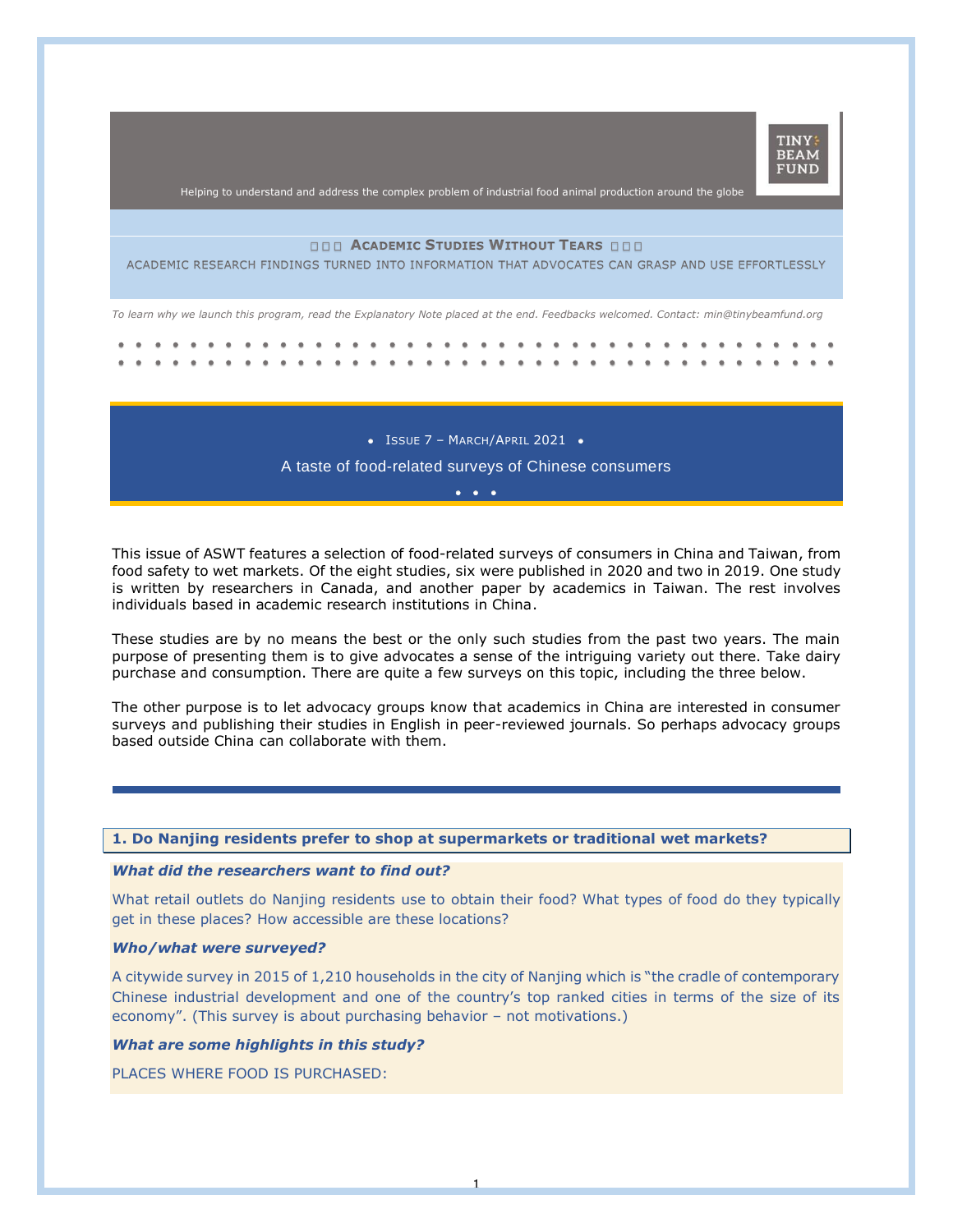TINY BEAM FUND

Helping to understand and address the complex problem of industrial food animal production around the globe

# ACADEMIC STUDIES WITHOUT TEARS

ACADEMIC RESEARCH FINDINGS TURNED INTO INFORMATION THAT ADVOCATES CAN GRASP AND USE EFFORTLESSLY

*To learn why we launch this program, read the Explanatory Note placed at the end. Feedbacks welcomed. Contact: min@tinybeamfund.org*

• ISSUE 7 – MARCH/APRIL 2021 •

## A taste of food-related surveys of Chinese consumers

This issue of ASWT features a selection of food-related surveys of consumers in China and Taiwan, from food safety to wet markets. Of the eight studies, six were published in 2020 and two in 2019. One study is written by researchers in Canada, and another paper by academics in Taiwan. The rest involves individuals based in academic research institutions in China.

These studies are by no means the best or the only such studies from the past two years. The main purpose of presenting them is to give advocates a sense of the intriguing variety out there. Take dairy purchase and consumption. There are quite a few surveys on this topic, including the three below.

The other purpose is to let advocacy groups know that academics in China are interested in consumer surveys and publishing their studies in English in peer-reviewed journals. So perhaps advocacy groups based outside China can collaborate with them.

### 1. Do Nanjing residents prefer to shop at supermarkets or traditional wet markets?

***What did the researchers want to find out?***

What retail outlets do Nanjing residents use to obtain their food? What types of food do they typically get in these places? How accessible are these locations?

***Who/what were surveyed?***

A citywide survey in 2015 of 1,210 households in the city of Nanjing which is "the cradle of contemporary Chinese industrial development and one of the country's top ranked cities in terms of the size of its economy". (This survey is about purchasing behavior – not motivations.)

***What are some highlights in this study?***

PLACES WHERE FOOD IS PURCHASED: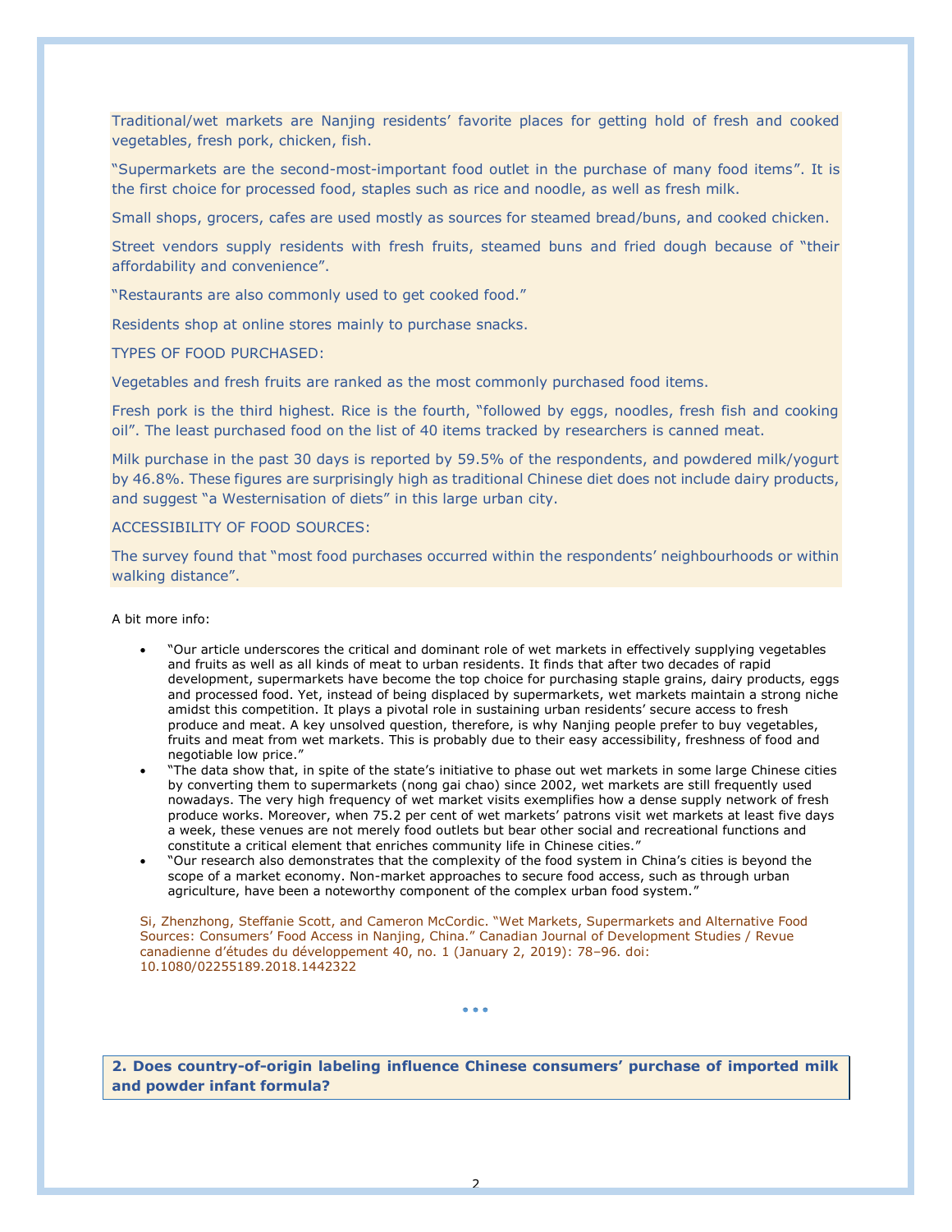Traditional/wet markets are Nanjing residents' favorite places for getting hold of fresh and cooked vegetables, fresh pork, chicken, fish.

"Supermarkets are the second-most-important food outlet in the purchase of many food items". It is the first choice for processed food, staples such as rice and noodle, as well as fresh milk.

Small shops, grocers, cafes are used mostly as sources for steamed bread/buns, and cooked chicken.

Street vendors supply residents with fresh fruits, steamed buns and fried dough because of "their affordability and convenience".

"Restaurants are also commonly used to get cooked food."

Residents shop at online stores mainly to purchase snacks.

TYPES OF FOOD PURCHASED:

Vegetables and fresh fruits are ranked as the most commonly purchased food items.

Fresh pork is the third highest. Rice is the fourth, "followed by eggs, noodles, fresh fish and cooking oil". The least purchased food on the list of 40 items tracked by researchers is canned meat.

Milk purchase in the past 30 days is reported by 59.5% of the respondents, and powdered milk/yogurt by 46.8%. These figures are surprisingly high as traditional Chinese diet does not include dairy products, and suggest "a Westernisation of diets" in this large urban city.

ACCESSIBILITY OF FOOD SOURCES:

The survey found that "most food purchases occurred within the respondents' neighbourhoods or within walking distance".

A bit more info:

- "Our article underscores the critical and dominant role of wet markets in effectively supplying vegetables and fruits as well as all kinds of meat to urban residents. It finds that after two decades of rapid development, supermarkets have become the top choice for purchasing staple grains, dairy products, eggs and processed food. Yet, instead of being displaced by supermarkets, wet markets maintain a strong niche amidst this competition. It plays a pivotal role in sustaining urban residents' secure access to fresh produce and meat. A key unsolved question, therefore, is why Nanjing people prefer to buy vegetables, fruits and meat from wet markets. This is probably due to their easy accessibility, freshness of food and negotiable low price."
- "The data show that, in spite of the state's initiative to phase out wet markets in some large Chinese cities by converting them to supermarkets (nong gai chao) since 2002, wet markets are still frequently used nowadays. The very high frequency of wet market visits exemplifies how a dense supply network of fresh produce works. Moreover, when 75.2 per cent of wet markets' patrons visit wet markets at least five days a week, these venues are not merely food outlets but bear other social and recreational functions and constitute a critical element that enriches community life in Chinese cities."
- "Our research also demonstrates that the complexity of the food system in China's cities is beyond the scope of a market economy. Non-market approaches to secure food access, such as through urban agriculture, have been a noteworthy component of the complex urban food system."

Si, Zhenzhong, Steffanie Scott, and Cameron McCordic. "Wet Markets, Supermarkets and Alternative Food Sources: Consumers' Food Access in Nanjing, China." Canadian Journal of Development Studies / Revue canadienne d'études du développement 40, no. 1 (January 2, 2019): 78–96. doi: 10.1080/02255189.2018.1442322

• • •

**2. Does country-of-origin labeling influence Chinese consumers' purchase of imported milk and powder infant formula?**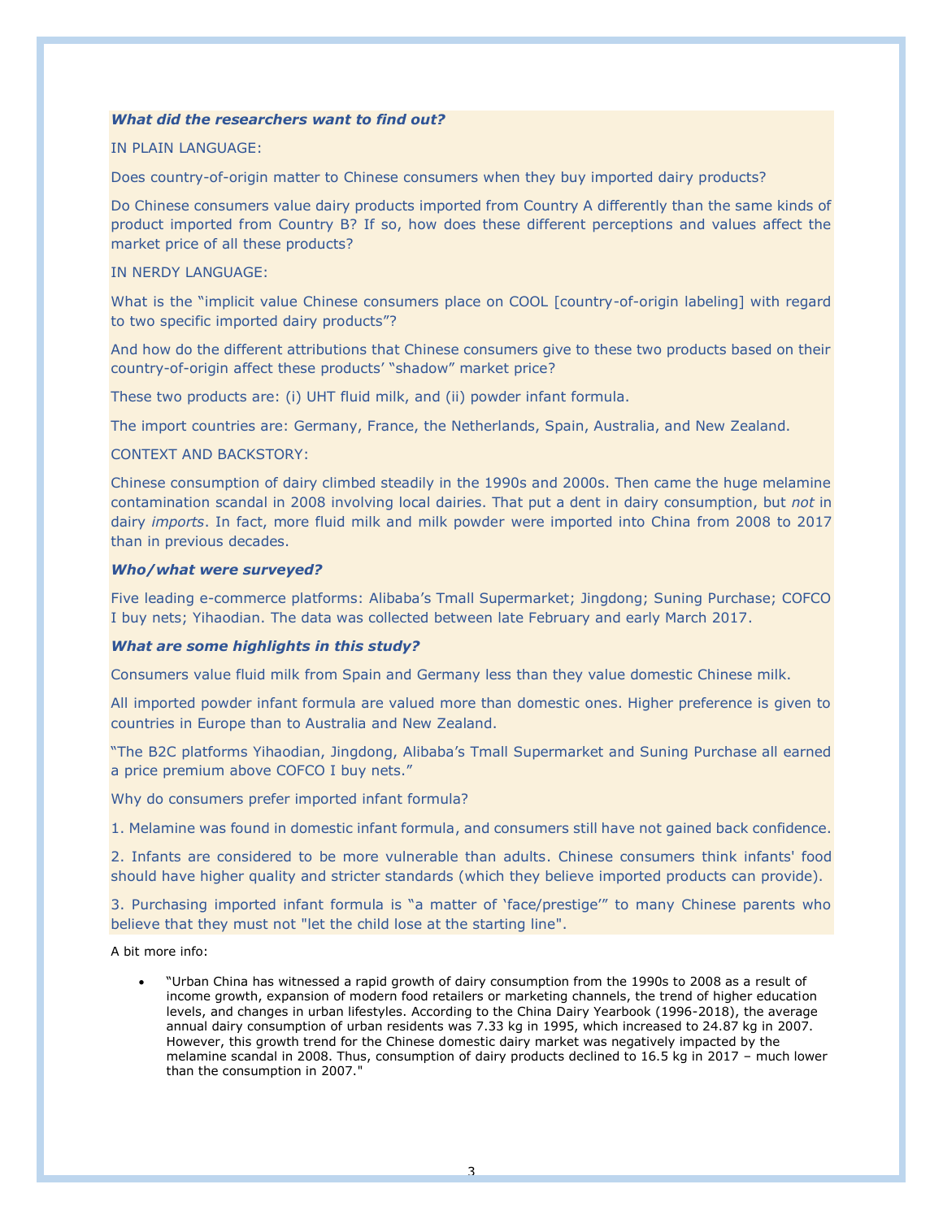***What did the researchers want to find out?***

IN PLAIN LANGUAGE:

Does country-of-origin matter to Chinese consumers when they buy imported dairy products?

Do Chinese consumers value dairy products imported from Country A differently than the same kinds of product imported from Country B? If so, how does these different perceptions and values affect the market price of all these products?

IN NERDY LANGUAGE:

What is the "implicit value Chinese consumers place on COOL [country-of-origin labeling] with regard to two specific imported dairy products"?

And how do the different attributions that Chinese consumers give to these two products based on their country-of-origin affect these products' "shadow" market price?

These two products are: (i) UHT fluid milk, and (ii) powder infant formula.

The import countries are: Germany, France, the Netherlands, Spain, Australia, and New Zealand.

CONTEXT AND BACKSTORY:

Chinese consumption of dairy climbed steadily in the 1990s and 2000s. Then came the huge melamine contamination scandal in 2008 involving local dairies. That put a dent in dairy consumption, but *not* in dairy *imports*. In fact, more fluid milk and milk powder were imported into China from 2008 to 2017 than in previous decades.

***Who/what were surveyed?***

Five leading e-commerce platforms: Alibaba's Tmall Supermarket; Jingdong; Suning Purchase; COFCO I buy nets; Yihaodian. The data was collected between late February and early March 2017.

***What are some highlights in this study?***

Consumers value fluid milk from Spain and Germany less than they value domestic Chinese milk.

All imported powder infant formula are valued more than domestic ones. Higher preference is given to countries in Europe than to Australia and New Zealand.

"The B2C platforms Yihaodian, Jingdong, Alibaba's Tmall Supermarket and Suning Purchase all earned a price premium above COFCO I buy nets."

Why do consumers prefer imported infant formula?

1. Melamine was found in domestic infant formula, and consumers still have not gained back confidence.

2. Infants are considered to be more vulnerable than adults. Chinese consumers think infants' food should have higher quality and stricter standards (which they believe imported products can provide).

3. Purchasing imported infant formula is "a matter of 'face/prestige'" to many Chinese parents who believe that they must not "let the child lose at the starting line".

A bit more info:

- "Urban China has witnessed a rapid growth of dairy consumption from the 1990s to 2008 as a result of income growth, expansion of modern food retailers or marketing channels, the trend of higher education levels, and changes in urban lifestyles. According to the China Dairy Yearbook (1996-2018), the average annual dairy consumption of urban residents was 7.33 kg in 1995, which increased to 24.87 kg in 2007. However, this growth trend for the Chinese domestic dairy market was negatively impacted by the melamine scandal in 2008. Thus, consumption of dairy products declined to 16.5 kg in 2017 – much lower than the consumption in 2007."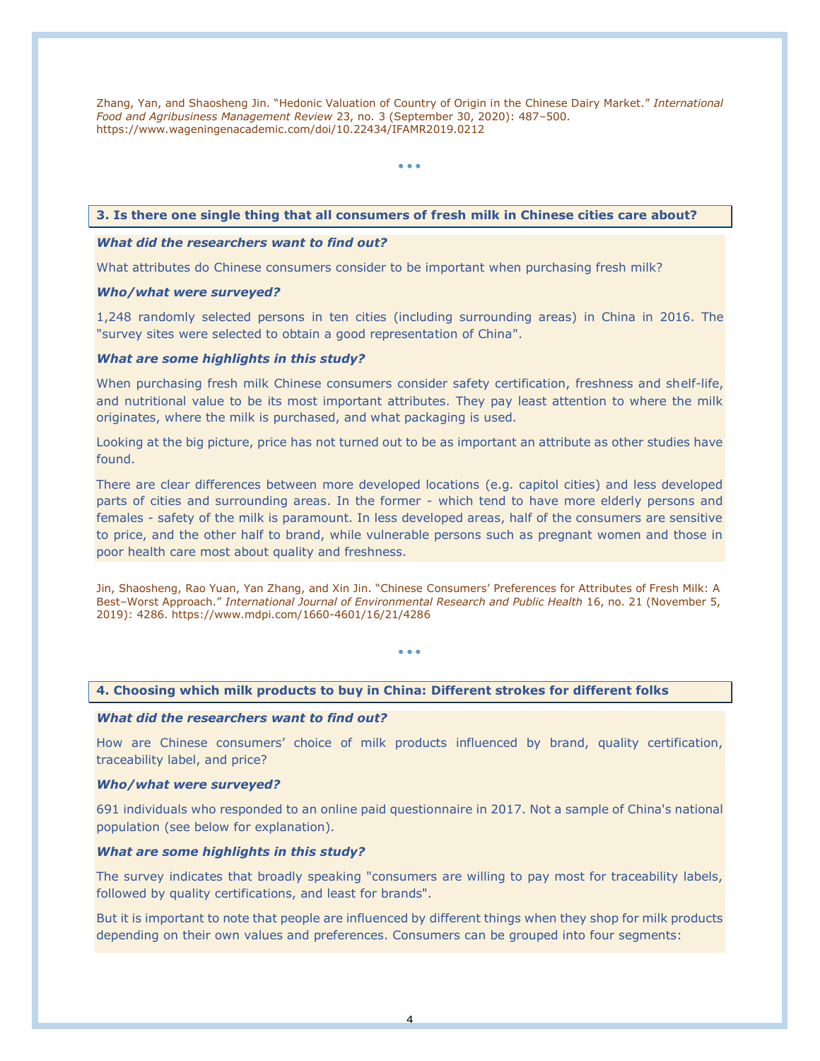Zhang, Yan, and Shaosheng Jin. "Hedonic Valuation of Country of Origin in the Chinese Dairy Market." *International Food and Agribusiness Management Review* 23, no. 3 (September 30, 2020): 487–500. https://www.wageningenacademic.com/doi/10.22434/IFAMR2019.0212

• • •

## 3. Is there one single thing that all consumers of fresh milk in Chinese cities care about?

***What did the researchers want to find out?***

What attributes do Chinese consumers consider to be important when purchasing fresh milk?

***Who/what were surveyed?***

1,248 randomly selected persons in ten cities (including surrounding areas) in China in 2016. The "survey sites were selected to obtain a good representation of China".

***What are some highlights in this study?***

When purchasing fresh milk Chinese consumers consider safety certification, freshness and shelf-life, and nutritional value to be its most important attributes. They pay least attention to where the milk originates, where the milk is purchased, and what packaging is used.

Looking at the big picture, price has not turned out to be as important an attribute as other studies have found.

There are clear differences between more developed locations (e.g. capitol cities) and less developed parts of cities and surrounding areas. In the former - which tend to have more elderly persons and females - safety of the milk is paramount. In less developed areas, half of the consumers are sensitive to price, and the other half to brand, while vulnerable persons such as pregnant women and those in poor health care most about quality and freshness.

Jin, Shaosheng, Rao Yuan, Yan Zhang, and Xin Jin. "Chinese Consumers' Preferences for Attributes of Fresh Milk: A Best–Worst Approach." *International Journal of Environmental Research and Public Health* 16, no. 21 (November 5, 2019): 4286. https://www.mdpi.com/1660-4601/16/21/4286

• • •

## 4. Choosing which milk products to buy in China: Different strokes for different folks

***What did the researchers want to find out?***

How are Chinese consumers' choice of milk products influenced by brand, quality certification, traceability label, and price?

***Who/what were surveyed?***

691 individuals who responded to an online paid questionnaire in 2017. Not a sample of China's national population (see below for explanation).

***What are some highlights in this study?***

The survey indicates that broadly speaking "consumers are willing to pay most for traceability labels, followed by quality certifications, and least for brands".

But it is important to note that people are influenced by different things when they shop for milk products depending on their own values and preferences. Consumers can be grouped into four segments: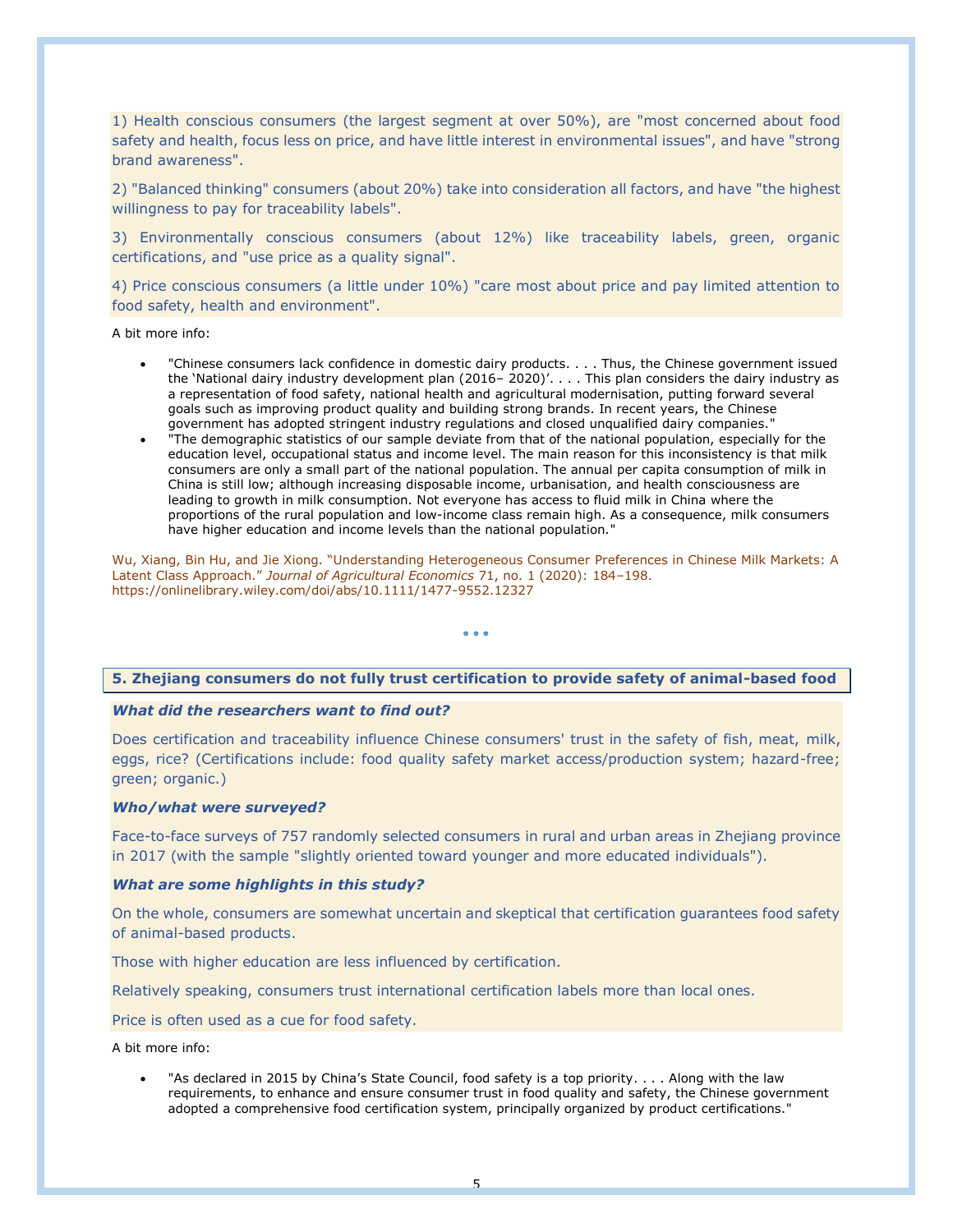1) Health conscious consumers (the largest segment at over 50%), are "most concerned about food safety and health, focus less on price, and have little interest in environmental issues", and have "strong brand awareness".

2) "Balanced thinking" consumers (about 20%) take into consideration all factors, and have "the highest willingness to pay for traceability labels".

3) Environmentally conscious consumers (about 12%) like traceability labels, green, organic certifications, and "use price as a quality signal".

4) Price conscious consumers (a little under 10%) "care most about price and pay limited attention to food safety, health and environment".

A bit more info:

- "Chinese consumers lack confidence in domestic dairy products. . . . Thus, the Chinese government issued the 'National dairy industry development plan (2016– 2020)'. . . . This plan considers the dairy industry as a representation of food safety, national health and agricultural modernisation, putting forward several goals such as improving product quality and building strong brands. In recent years, the Chinese government has adopted stringent industry regulations and closed unqualified dairy companies."
- "The demographic statistics of our sample deviate from that of the national population, especially for the education level, occupational status and income level. The main reason for this inconsistency is that milk consumers are only a small part of the national population. The annual per capita consumption of milk in China is still low; although increasing disposable income, urbanisation, and health consciousness are leading to growth in milk consumption. Not everyone has access to fluid milk in China where the proportions of the rural population and low-income class remain high. As a consequence, milk consumers have higher education and income levels than the national population."

Wu, Xiang, Bin Hu, and Jie Xiong. "Understanding Heterogeneous Consumer Preferences in Chinese Milk Markets: A Latent Class Approach." *Journal of Agricultural Economics* 71, no. 1 (2020): 184–198. https://onlinelibrary.wiley.com/doi/abs/10.1111/1477-9552.12327

• • •

## 5. Zhejiang consumers do not fully trust certification to provide safety of animal-based food

***What did the researchers want to find out?***

Does certification and traceability influence Chinese consumers' trust in the safety of fish, meat, milk, eggs, rice? (Certifications include: food quality safety market access/production system; hazard-free; green; organic.)

***Who/what were surveyed?***

Face-to-face surveys of 757 randomly selected consumers in rural and urban areas in Zhejiang province in 2017 (with the sample "slightly oriented toward younger and more educated individuals").

***What are some highlights in this study?***

On the whole, consumers are somewhat uncertain and skeptical that certification guarantees food safety of animal-based products.

Those with higher education are less influenced by certification.

Relatively speaking, consumers trust international certification labels more than local ones.

Price is often used as a cue for food safety.

A bit more info:

- "As declared in 2015 by China's State Council, food safety is a top priority. . . . Along with the law requirements, to enhance and ensure consumer trust in food quality and safety, the Chinese government adopted a comprehensive food certification system, principally organized by product certifications."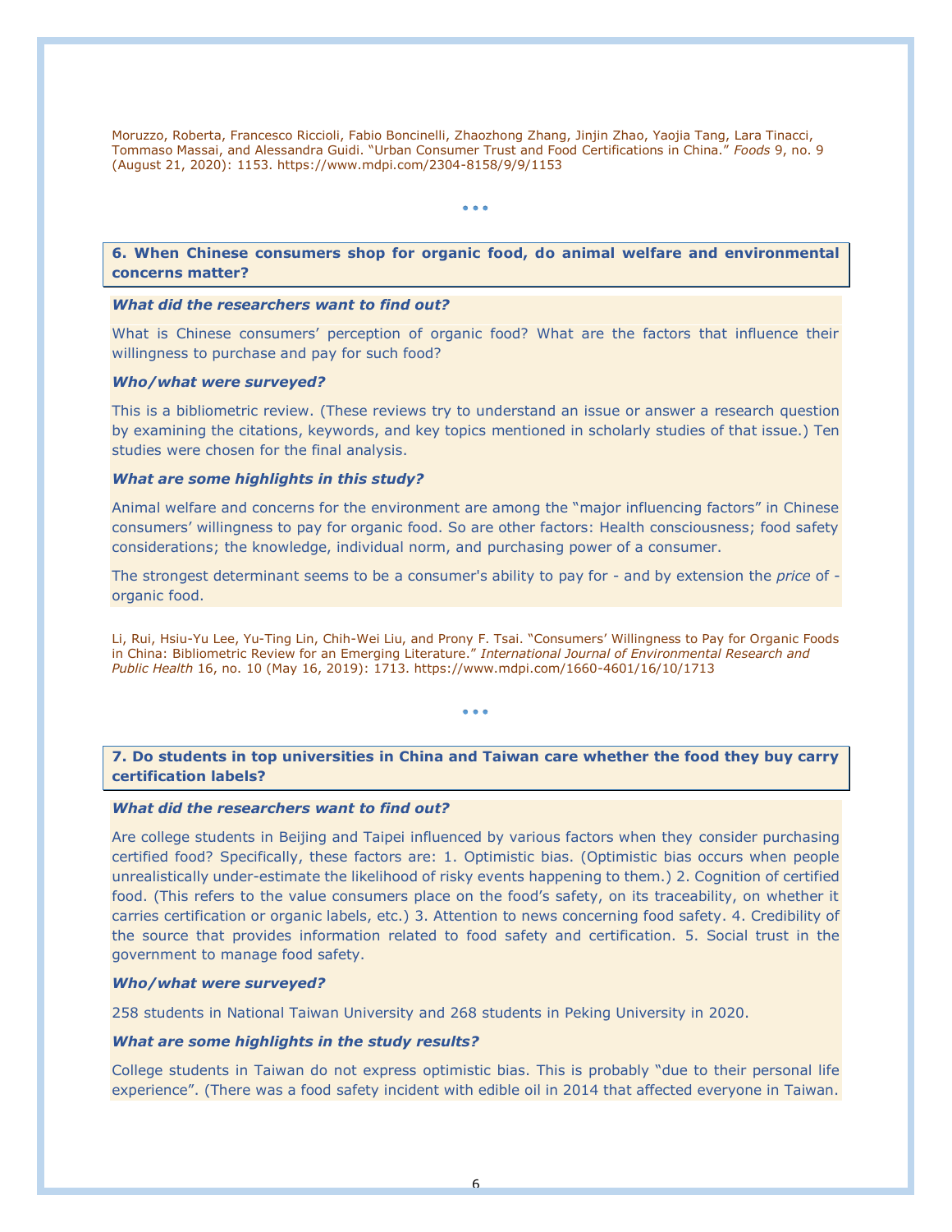Moruzzo, Roberta, Francesco Riccioli, Fabio Boncinelli, Zhaozhong Zhang, Jinjin Zhao, Yaojia Tang, Lara Tinacci, Tommaso Massai, and Alessandra Guidi. "Urban Consumer Trust and Food Certifications in China." *Foods* 9, no. 9 (August 21, 2020): 1153. https://www.mdpi.com/2304-8158/9/9/1153

• • •

**6. When Chinese consumers shop for organic food, do animal welfare and environmental concerns matter?**

***What did the researchers want to find out?***

What is Chinese consumers' perception of organic food? What are the factors that influence their willingness to purchase and pay for such food?

***Who/what were surveyed?***

This is a bibliometric review. (These reviews try to understand an issue or answer a research question by examining the citations, keywords, and key topics mentioned in scholarly studies of that issue.) Ten studies were chosen for the final analysis.

***What are some highlights in this study?***

Animal welfare and concerns for the environment are among the "major influencing factors" in Chinese consumers' willingness to pay for organic food. So are other factors: Health consciousness; food safety considerations; the knowledge, individual norm, and purchasing power of a consumer.

The strongest determinant seems to be a consumer's ability to pay for - and by extension the *price* of - organic food.

Li, Rui, Hsiu-Yu Lee, Yu-Ting Lin, Chih-Wei Liu, and Prony F. Tsai. "Consumers' Willingness to Pay for Organic Foods in China: Bibliometric Review for an Emerging Literature." *International Journal of Environmental Research and Public Health* 16, no. 10 (May 16, 2019): 1713. https://www.mdpi.com/1660-4601/16/10/1713

• • •

**7. Do students in top universities in China and Taiwan care whether the food they buy carry certification labels?**

***What did the researchers want to find out?***

Are college students in Beijing and Taipei influenced by various factors when they consider purchasing certified food? Specifically, these factors are: 1. Optimistic bias. (Optimistic bias occurs when people unrealistically under-estimate the likelihood of risky events happening to them.) 2. Cognition of certified food. (This refers to the value consumers place on the food's safety, on its traceability, on whether it carries certification or organic labels, etc.) 3. Attention to news concerning food safety. 4. Credibility of the source that provides information related to food safety and certification. 5. Social trust in the government to manage food safety.

***Who/what were surveyed?***

258 students in National Taiwan University and 268 students in Peking University in 2020.

***What are some highlights in the study results?***

College students in Taiwan do not express optimistic bias. This is probably "due to their personal life experience". (There was a food safety incident with edible oil in 2014 that affected everyone in Taiwan.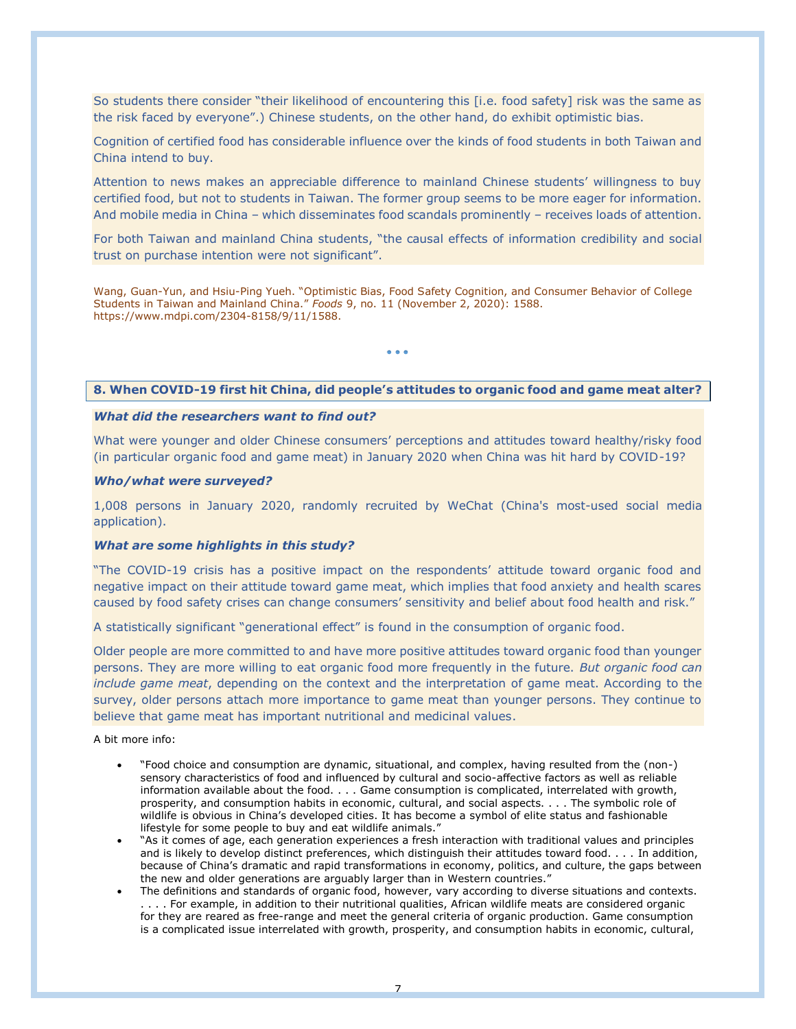So students there consider "their likelihood of encountering this [i.e. food safety] risk was the same as the risk faced by everyone".) Chinese students, on the other hand, do exhibit optimistic bias.

Cognition of certified food has considerable influence over the kinds of food students in both Taiwan and China intend to buy.

Attention to news makes an appreciable difference to mainland Chinese students' willingness to buy certified food, but not to students in Taiwan. The former group seems to be more eager for information. And mobile media in China – which disseminates food scandals prominently – receives loads of attention.

For both Taiwan and mainland China students, "the causal effects of information credibility and social trust on purchase intention were not significant".

Wang, Guan-Yun, and Hsiu-Ping Yueh. "Optimistic Bias, Food Safety Cognition, and Consumer Behavior of College Students in Taiwan and Mainland China." *Foods* 9, no. 11 (November 2, 2020): 1588. https://www.mdpi.com/2304-8158/9/11/1588.

• • •

### 8. When COVID-19 first hit China, did people's attitudes to organic food and game meat alter?

***What did the researchers want to find out?***

What were younger and older Chinese consumers' perceptions and attitudes toward healthy/risky food (in particular organic food and game meat) in January 2020 when China was hit hard by COVID-19?

***Who/what were surveyed?***

1,008 persons in January 2020, randomly recruited by WeChat (China's most-used social media application).

***What are some highlights in this study?***

"The COVID-19 crisis has a positive impact on the respondents' attitude toward organic food and negative impact on their attitude toward game meat, which implies that food anxiety and health scares caused by food safety crises can change consumers' sensitivity and belief about food health and risk."

A statistically significant "generational effect" is found in the consumption of organic food.

Older people are more committed to and have more positive attitudes toward organic food than younger persons. They are more willing to eat organic food more frequently in the future. *But organic food can include game meat*, depending on the context and the interpretation of game meat. According to the survey, older persons attach more importance to game meat than younger persons. They continue to believe that game meat has important nutritional and medicinal values.

A bit more info:

- "Food choice and consumption are dynamic, situational, and complex, having resulted from the (non-) sensory characteristics of food and influenced by cultural and socio-affective factors as well as reliable information available about the food. . . . Game consumption is complicated, interrelated with growth, prosperity, and consumption habits in economic, cultural, and social aspects. . . . The symbolic role of wildlife is obvious in China's developed cities. It has become a symbol of elite status and fashionable lifestyle for some people to buy and eat wildlife animals."
- "As it comes of age, each generation experiences a fresh interaction with traditional values and principles and is likely to develop distinct preferences, which distinguish their attitudes toward food. . . . In addition, because of China's dramatic and rapid transformations in economy, politics, and culture, the gaps between the new and older generations are arguably larger than in Western countries."
- The definitions and standards of organic food, however, vary according to diverse situations and contexts. . . . For example, in addition to their nutritional qualities, African wildlife meats are considered organic for they are reared as free-range and meet the general criteria of organic production. Game consumption is a complicated issue interrelated with growth, prosperity, and consumption habits in economic, cultural,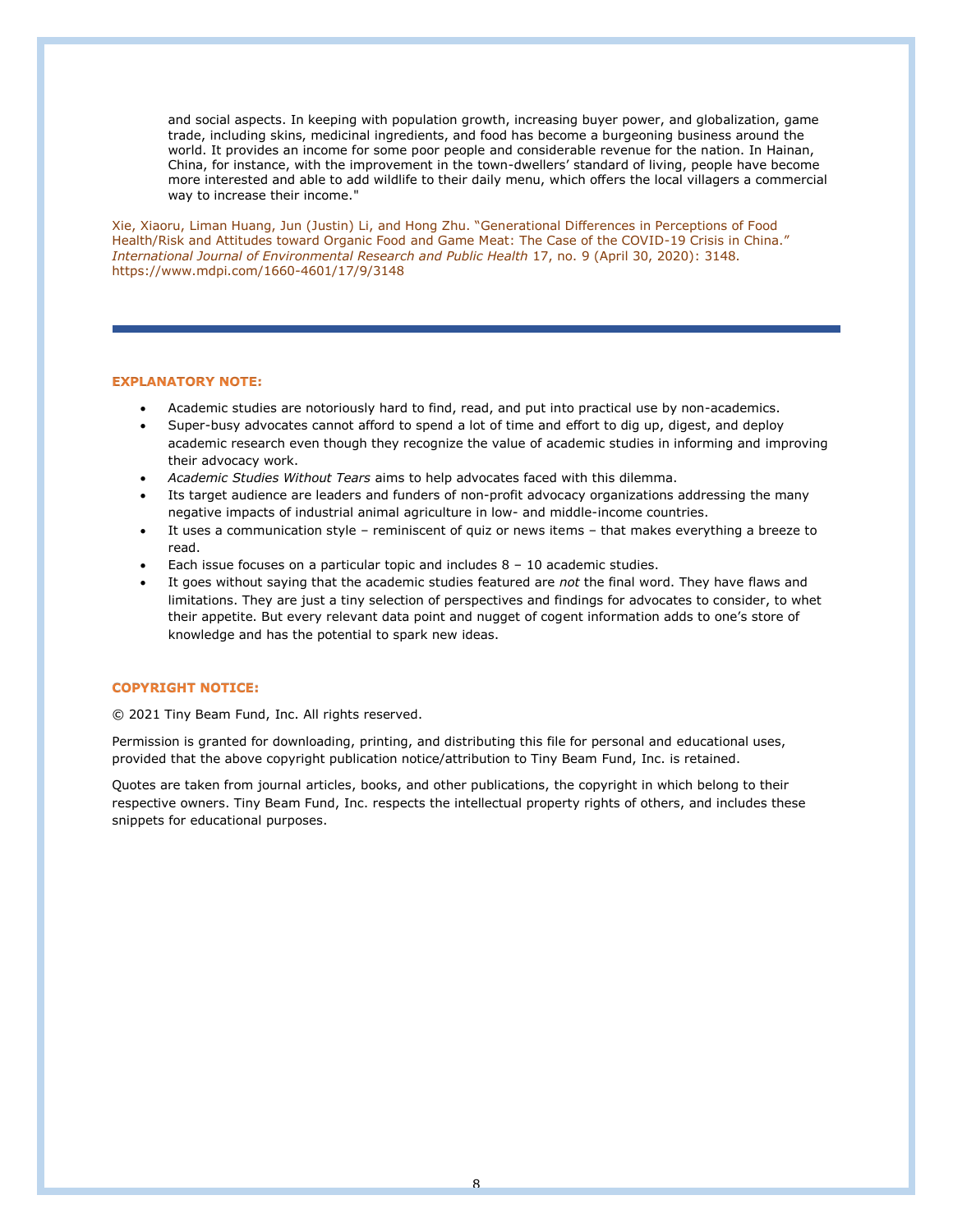and social aspects. In keeping with population growth, increasing buyer power, and globalization, game trade, including skins, medicinal ingredients, and food has become a burgeoning business around the world. It provides an income for some poor people and considerable revenue for the nation. In Hainan, China, for instance, with the improvement in the town-dwellers' standard of living, people have become more interested and able to add wildlife to their daily menu, which offers the local villagers a commercial way to increase their income."

Xie, Xiaoru, Liman Huang, Jun (Justin) Li, and Hong Zhu. "Generational Differences in Perceptions of Food Health/Risk and Attitudes toward Organic Food and Game Meat: The Case of the COVID-19 Crisis in China." *International Journal of Environmental Research and Public Health* 17, no. 9 (April 30, 2020): 3148. https://www.mdpi.com/1660-4601/17/9/3148

---

**EXPLANATORY NOTE:**

- Academic studies are notoriously hard to find, read, and put into practical use by non-academics.
- Super-busy advocates cannot afford to spend a lot of time and effort to dig up, digest, and deploy academic research even though they recognize the value of academic studies in informing and improving their advocacy work.
- *Academic Studies Without Tears* aims to help advocates faced with this dilemma.
- Its target audience are leaders and funders of non-profit advocacy organizations addressing the many negative impacts of industrial animal agriculture in low- and middle-income countries.
- It uses a communication style – reminiscent of quiz or news items – that makes everything a breeze to read.
- Each issue focuses on a particular topic and includes 8 – 10 academic studies.
- It goes without saying that the academic studies featured are *not* the final word. They have flaws and limitations. They are just a tiny selection of perspectives and findings for advocates to consider, to whet their appetite. But every relevant data point and nugget of cogent information adds to one's store of knowledge and has the potential to spark new ideas.

**COPYRIGHT NOTICE:**

© 2021 Tiny Beam Fund, Inc. All rights reserved.

Permission is granted for downloading, printing, and distributing this file for personal and educational uses, provided that the above copyright publication notice/attribution to Tiny Beam Fund, Inc. is retained.

Quotes are taken from journal articles, books, and other publications, the copyright in which belong to their respective owners. Tiny Beam Fund, Inc. respects the intellectual property rights of others, and includes these snippets for educational purposes.